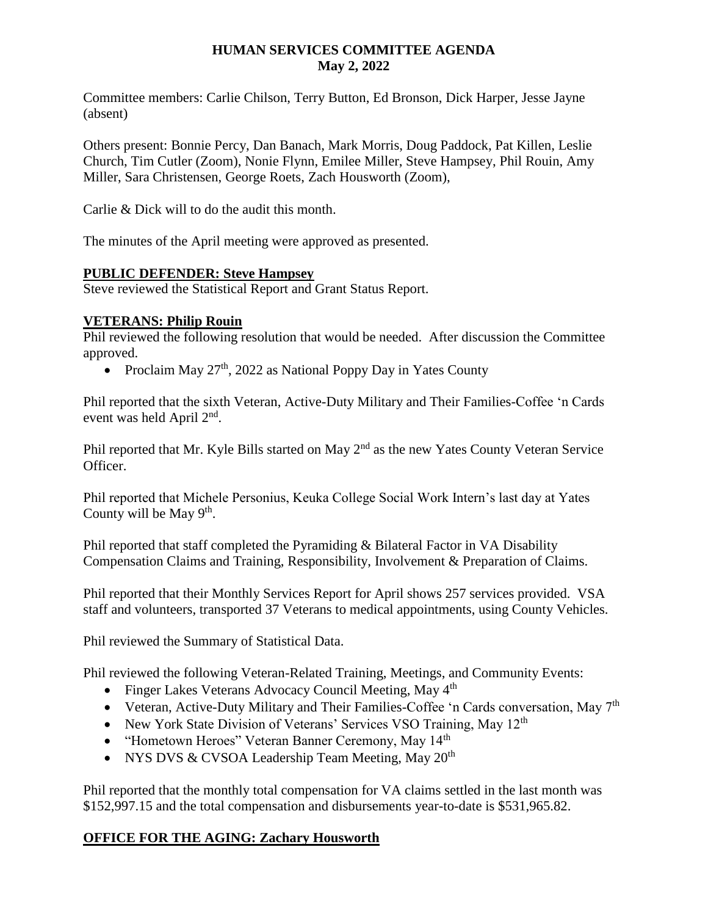# HUMAN SERVICES COMMITTEE AGENDA
## May 2, 2022

Committee members: Carlie Chilson, Terry Button, Ed Bronson, Dick Harper, Jesse Jayne (absent)

Others present: Bonnie Percy, Dan Banach, Mark Morris, Doug Paddock, Pat Killen, Leslie Church, Tim Cutler (Zoom), Nonie Flynn, Emilee Miller, Steve Hampsey, Phil Rouin, Amy Miller, Sara Christensen, George Roets, Zach Housworth (Zoom),

Carlie & Dick will to do the audit this month.

The minutes of the April meeting were approved as presented.

**PUBLIC DEFENDER: Steve Hampsey**

Steve reviewed the Statistical Report and Grant Status Report.

**VETERANS: Philip Rouin**

Phil reviewed the following resolution that would be needed. After discussion the Committee approved.

- Proclaim May 27th, 2022 as National Poppy Day in Yates County

Phil reported that the sixth Veteran, Active-Duty Military and Their Families-Coffee 'n Cards event was held April 2nd.

Phil reported that Mr. Kyle Bills started on May 2nd as the new Yates County Veteran Service Officer.

Phil reported that Michele Personius, Keuka College Social Work Intern's last day at Yates County will be May 9th.

Phil reported that staff completed the Pyramiding & Bilateral Factor in VA Disability Compensation Claims and Training, Responsibility, Involvement & Preparation of Claims.

Phil reported that their Monthly Services Report for April shows 257 services provided. VSA staff and volunteers, transported 37 Veterans to medical appointments, using County Vehicles.

Phil reviewed the Summary of Statistical Data.

Phil reviewed the following Veteran-Related Training, Meetings, and Community Events:

- Finger Lakes Veterans Advocacy Council Meeting, May 4th
- Veteran, Active-Duty Military and Their Families-Coffee 'n Cards conversation, May 7th
- New York State Division of Veterans' Services VSO Training, May 12th
- "Hometown Heroes" Veteran Banner Ceremony, May 14th
- NYS DVS & CVSOA Leadership Team Meeting, May 20th

Phil reported that the monthly total compensation for VA claims settled in the last month was $152,997.15 and the total compensation and disbursements year-to-date is $531,965.82.

**OFFICE FOR THE AGING: Zachary Housworth**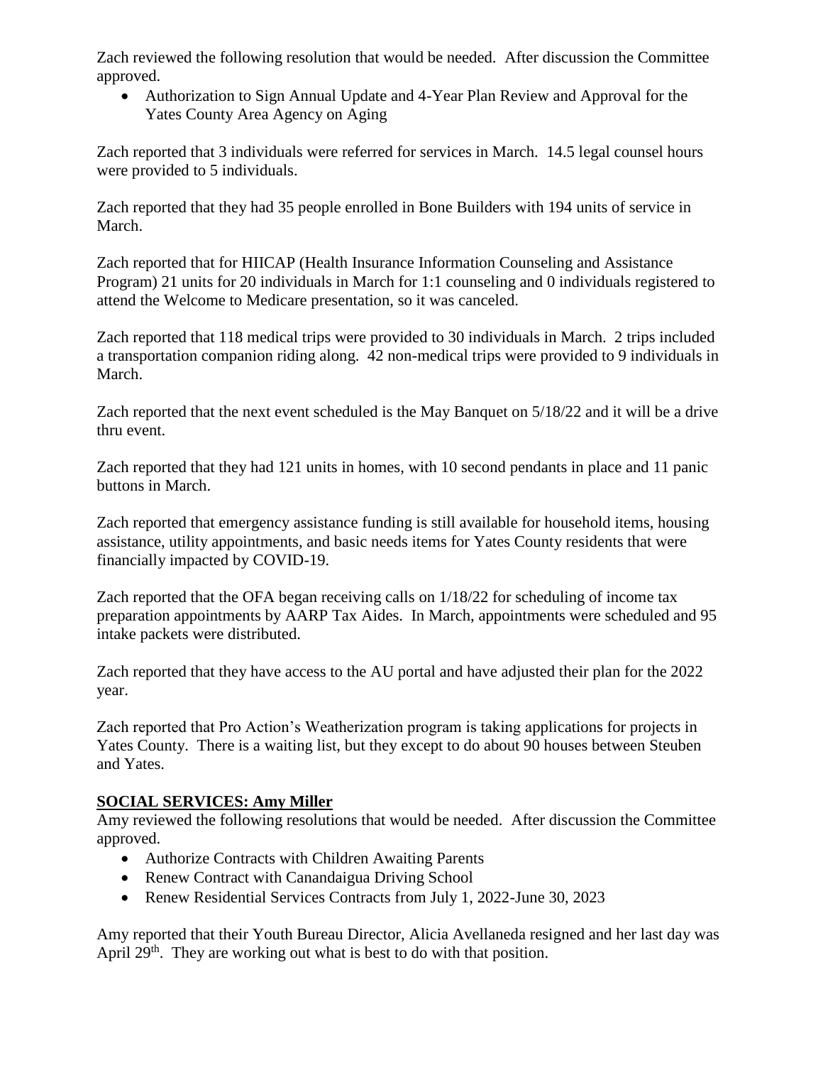Zach reviewed the following resolution that would be needed. After discussion the Committee approved.

- Authorization to Sign Annual Update and 4-Year Plan Review and Approval for the Yates County Area Agency on Aging

Zach reported that 3 individuals were referred for services in March. 14.5 legal counsel hours were provided to 5 individuals.

Zach reported that they had 35 people enrolled in Bone Builders with 194 units of service in March.

Zach reported that for HIICAP (Health Insurance Information Counseling and Assistance Program) 21 units for 20 individuals in March for 1:1 counseling and 0 individuals registered to attend the Welcome to Medicare presentation, so it was canceled.

Zach reported that 118 medical trips were provided to 30 individuals in March. 2 trips included a transportation companion riding along. 42 non-medical trips were provided to 9 individuals in March.

Zach reported that the next event scheduled is the May Banquet on 5/18/22 and it will be a drive thru event.

Zach reported that they had 121 units in homes, with 10 second pendants in place and 11 panic buttons in March.

Zach reported that emergency assistance funding is still available for household items, housing assistance, utility appointments, and basic needs items for Yates County residents that were financially impacted by COVID-19.

Zach reported that the OFA began receiving calls on 1/18/22 for scheduling of income tax preparation appointments by AARP Tax Aides. In March, appointments were scheduled and 95 intake packets were distributed.

Zach reported that they have access to the AU portal and have adjusted their plan for the 2022 year.

Zach reported that Pro Action's Weatherization program is taking applications for projects in Yates County. There is a waiting list, but they except to do about 90 houses between Steuben and Yates.

**SOCIAL SERVICES: Amy Miller**

Amy reviewed the following resolutions that would be needed. After discussion the Committee approved.

- Authorize Contracts with Children Awaiting Parents
- Renew Contract with Canandaigua Driving School
- Renew Residential Services Contracts from July 1, 2022-June 30, 2023

Amy reported that their Youth Bureau Director, Alicia Avellaneda resigned and her last day was April 29th. They are working out what is best to do with that position.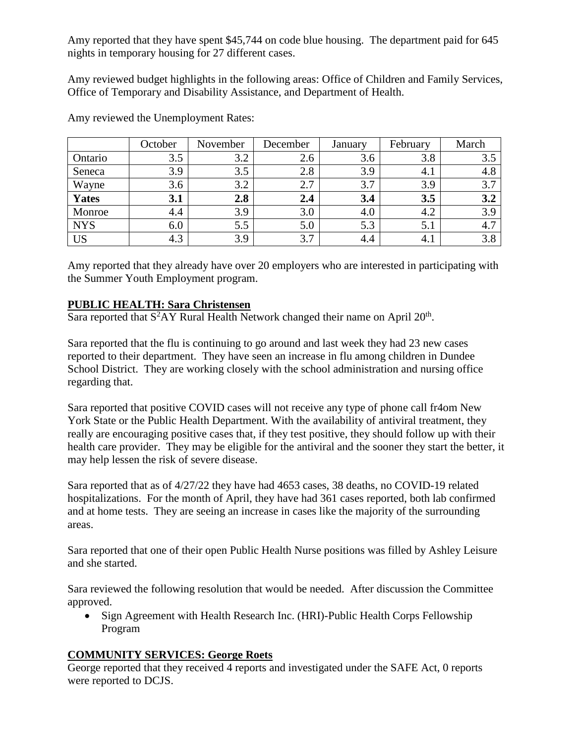Amy reported that they have spent $45,744 on code blue housing. The department paid for 645 nights in temporary housing for 27 different cases.

Amy reviewed budget highlights in the following areas: Office of Children and Family Services, Office of Temporary and Disability Assistance, and Department of Health.

Amy reviewed the Unemployment Rates:

| | October | November | December | January | February | March |
|---|---|---|---|---|---|---|
| Ontario | 3.5 | 3.2 | 2.6 | 3.6 | 3.8 | 3.5 |
| Seneca | 3.9 | 3.5 | 2.8 | 3.9 | 4.1 | 4.8 |
| Wayne | 3.6 | 3.2 | 2.7 | 3.7 | 3.9 | 3.7 |
| **Yates** | **3.1** | **2.8** | **2.4** | **3.4** | **3.5** | **3.2** |
| Monroe | 4.4 | 3.9 | 3.0 | 4.0 | 4.2 | 3.9 |
| NYS | 6.0 | 5.5 | 5.0 | 5.3 | 5.1 | 4.7 |
| US | 4.3 | 3.9 | 3.7 | 4.4 | 4.1 | 3.8 |

Amy reported that they already have over 20 employers who are interested in participating with the Summer Youth Employment program.

## PUBLIC HEALTH: Sara Christensen

Sara reported that $S^2AY$ Rural Health Network changed their name on April 20th.

Sara reported that the flu is continuing to go around and last week they had 23 new cases reported to their department. They have seen an increase in flu among children in Dundee School District. They are working closely with the school administration and nursing office regarding that.

Sara reported that positive COVID cases will not receive any type of phone call fr4om New York State or the Public Health Department. With the availability of antiviral treatment, they really are encouraging positive cases that, if they test positive, they should follow up with their health care provider. They may be eligible for the antiviral and the sooner they start the better, it may help lessen the risk of severe disease.

Sara reported that as of 4/27/22 they have had 4653 cases, 38 deaths, no COVID-19 related hospitalizations. For the month of April, they have had 361 cases reported, both lab confirmed and at home tests. They are seeing an increase in cases like the majority of the surrounding areas.

Sara reported that one of their open Public Health Nurse positions was filled by Ashley Leisure and she started.

Sara reviewed the following resolution that would be needed. After discussion the Committee approved.

- Sign Agreement with Health Research Inc. (HRI)-Public Health Corps Fellowship Program

## COMMUNITY SERVICES: George Roets

George reported that they received 4 reports and investigated under the SAFE Act, 0 reports were reported to DCJS.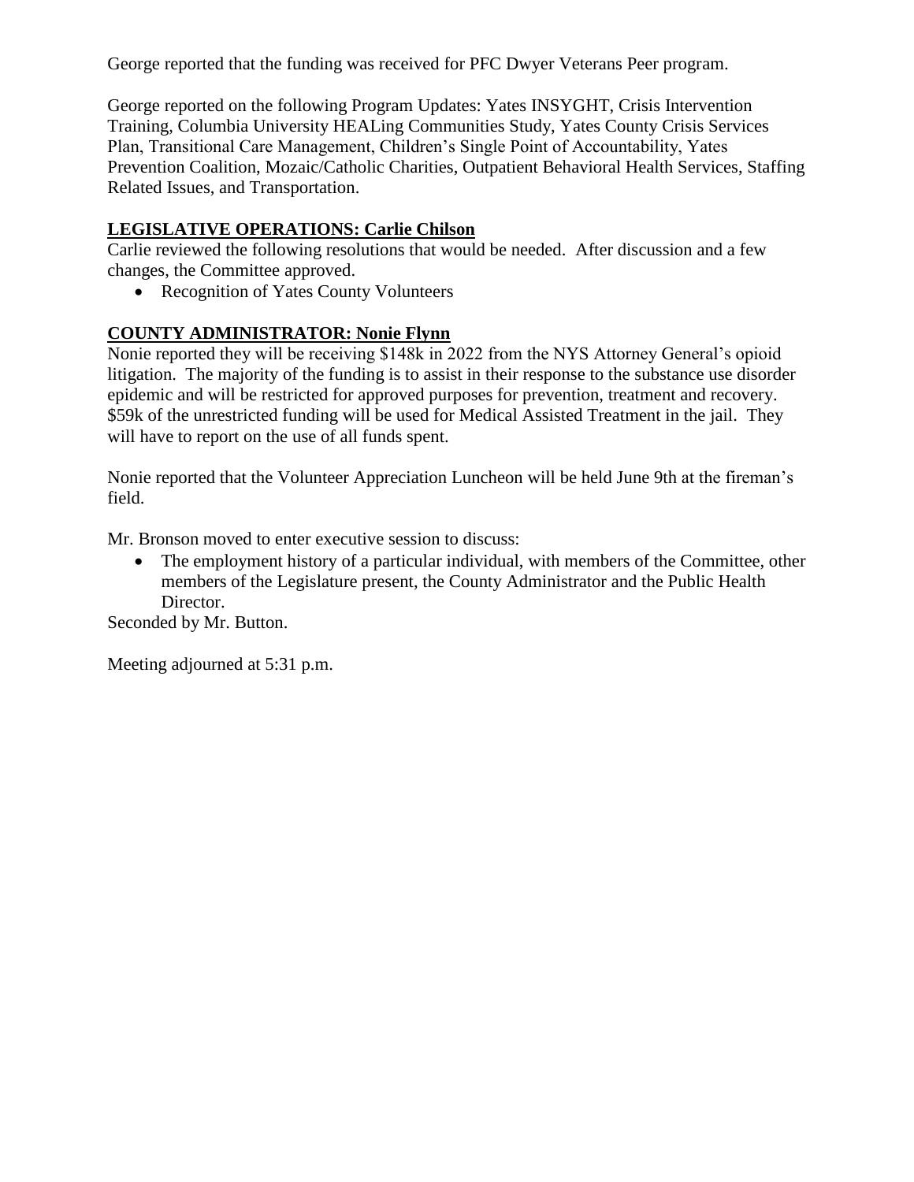George reported that the funding was received for PFC Dwyer Veterans Peer program.

George reported on the following Program Updates: Yates INSYGHT, Crisis Intervention Training, Columbia University HEALing Communities Study, Yates County Crisis Services Plan, Transitional Care Management, Children's Single Point of Accountability, Yates Prevention Coalition, Mozaic/Catholic Charities, Outpatient Behavioral Health Services, Staffing Related Issues, and Transportation.

**LEGISLATIVE OPERATIONS: Carlie Chilson**

Carlie reviewed the following resolutions that would be needed. After discussion and a few changes, the Committee approved.

- Recognition of Yates County Volunteers

**COUNTY ADMINISTRATOR: Nonie Flynn**

Nonie reported they will be receiving $148k in 2022 from the NYS Attorney General's opioid litigation. The majority of the funding is to assist in their response to the substance use disorder epidemic and will be restricted for approved purposes for prevention, treatment and recovery. $59k of the unrestricted funding will be used for Medical Assisted Treatment in the jail. They will have to report on the use of all funds spent.

Nonie reported that the Volunteer Appreciation Luncheon will be held June 9th at the fireman's field.

Mr. Bronson moved to enter executive session to discuss:

- The employment history of a particular individual, with members of the Committee, other members of the Legislature present, the County Administrator and the Public Health Director.

Seconded by Mr. Button.

Meeting adjourned at 5:31 p.m.